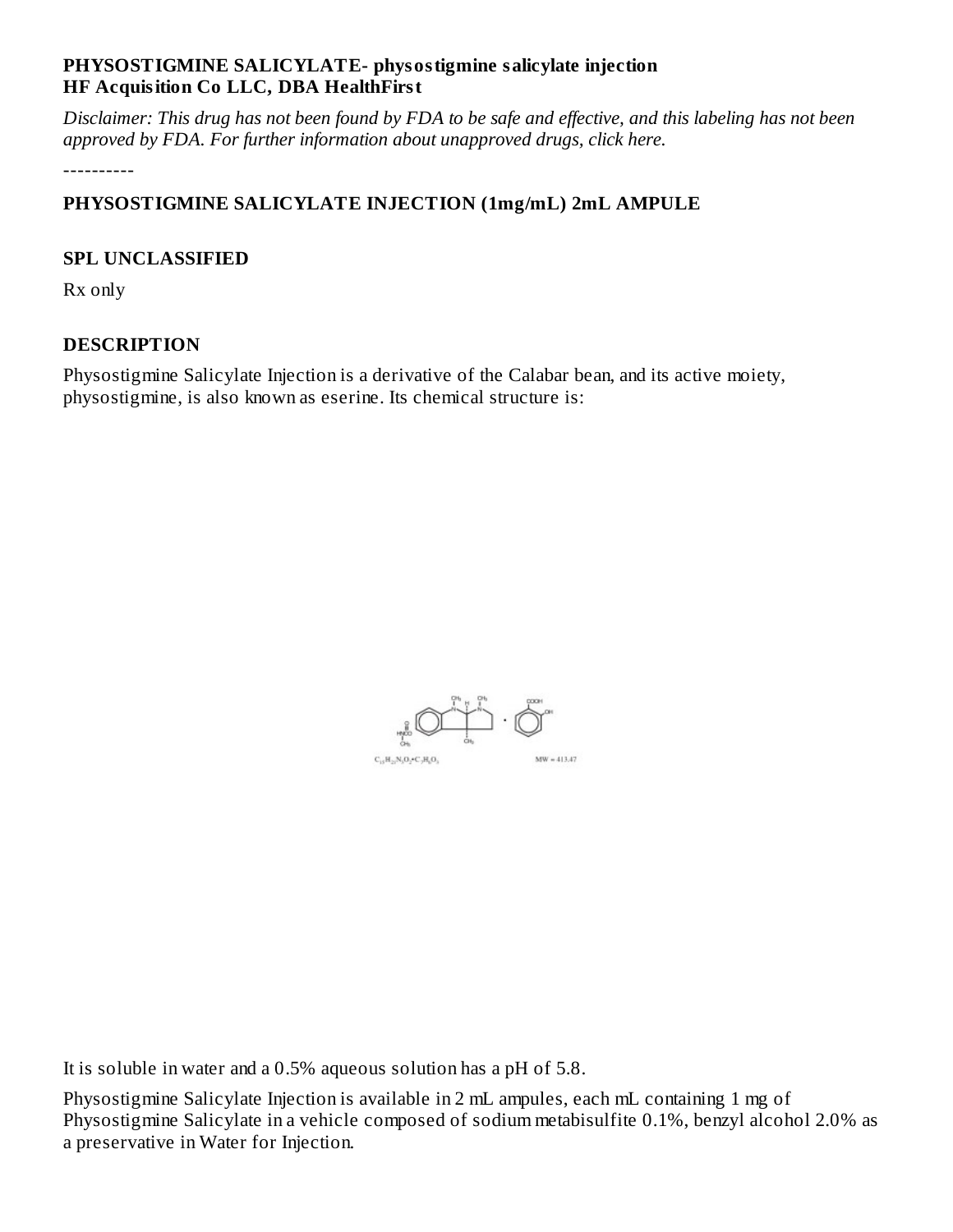**PHYSOSTIGMINE SALICYLATE- physostigmine salicylate injection**
**HF Acquisition Co LLC, DBA HealthFirst**

*Disclaimer: This drug has not been found by FDA to be safe and effective, and this labeling has not been approved by FDA. For further information about unapproved drugs, click here.*

----------

## PHYSOSTIGMINE SALICYLATE INJECTION (1mg/mL) 2mL AMPULE

### SPL UNCLASSIFIED

Rx only

### DESCRIPTION

Physostigmine Salicylate Injection is a derivative of the Calabar bean, and its active moiety, physostigmine, is also known as eserine. Its chemical structure is:

$C_{15}H_{21}N_3O_2 \cdot C_7H_6O_3$ MW = 413.47

It is soluble in water and a 0.5% aqueous solution has a pH of 5.8.

Physostigmine Salicylate Injection is available in 2 mL ampules, each mL containing 1 mg of Physostigmine Salicylate in a vehicle composed of sodium metabisulfite 0.1%, benzyl alcohol 2.0% as a preservative in Water for Injection.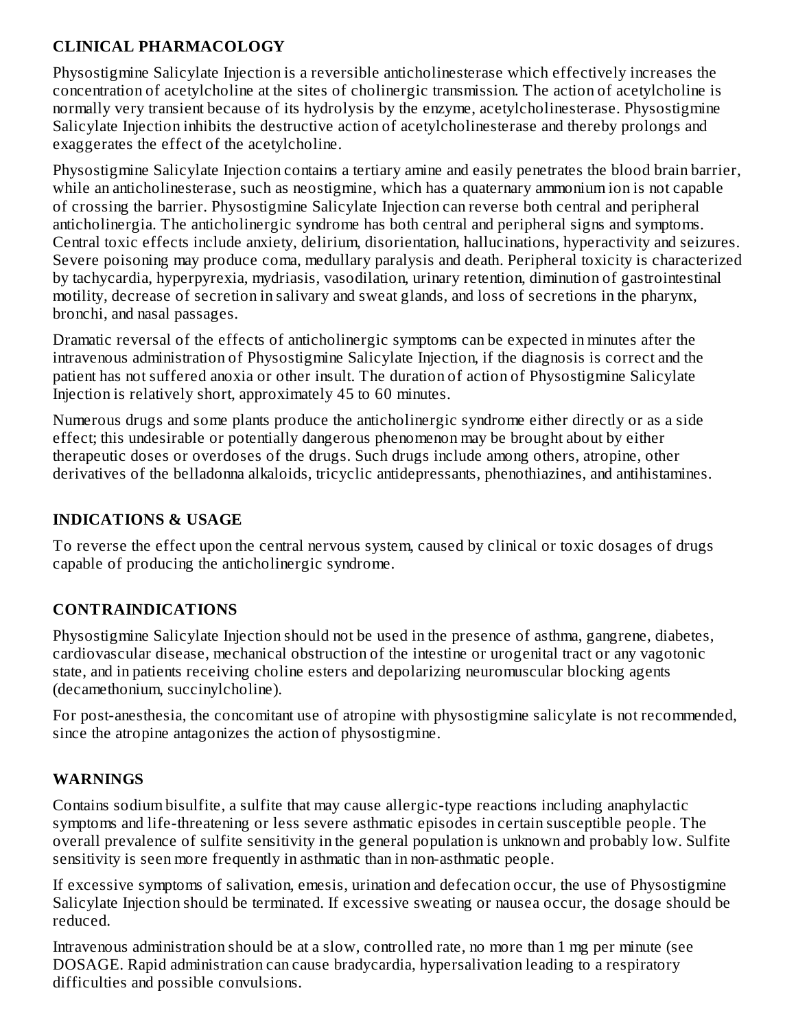## CLINICAL PHARMACOLOGY

Physostigmine Salicylate Injection is a reversible anticholinesterase which effectively increases the concentration of acetylcholine at the sites of cholinergic transmission. The action of acetylcholine is normally very transient because of its hydrolysis by the enzyme, acetylcholinesterase. Physostigmine Salicylate Injection inhibits the destructive action of acetylcholinesterase and thereby prolongs and exaggerates the effect of the acetylcholine.

Physostigmine Salicylate Injection contains a tertiary amine and easily penetrates the blood brain barrier, while an anticholinesterase, such as neostigmine, which has a quaternary ammonium ion is not capable of crossing the barrier. Physostigmine Salicylate Injection can reverse both central and peripheral anticholinergia. The anticholinergic syndrome has both central and peripheral signs and symptoms. Central toxic effects include anxiety, delirium, disorientation, hallucinations, hyperactivity and seizures. Severe poisoning may produce coma, medullary paralysis and death. Peripheral toxicity is characterized by tachycardia, hyperpyrexia, mydriasis, vasodilation, urinary retention, diminution of gastrointestinal motility, decrease of secretion in salivary and sweat glands, and loss of secretions in the pharynx, bronchi, and nasal passages.

Dramatic reversal of the effects of anticholinergic symptoms can be expected in minutes after the intravenous administration of Physostigmine Salicylate Injection, if the diagnosis is correct and the patient has not suffered anoxia or other insult. The duration of action of Physostigmine Salicylate Injection is relatively short, approximately 45 to 60 minutes.

Numerous drugs and some plants produce the anticholinergic syndrome either directly or as a side effect; this undesirable or potentially dangerous phenomenon may be brought about by either therapeutic doses or overdoses of the drugs. Such drugs include among others, atropine, other derivatives of the belladonna alkaloids, tricyclic antidepressants, phenothiazines, and antihistamines.

## INDICATIONS & USAGE

To reverse the effect upon the central nervous system, caused by clinical or toxic dosages of drugs capable of producing the anticholinergic syndrome.

## CONTRAINDICATIONS

Physostigmine Salicylate Injection should not be used in the presence of asthma, gangrene, diabetes, cardiovascular disease, mechanical obstruction of the intestine or urogenital tract or any vagotonic state, and in patients receiving choline esters and depolarizing neuromuscular blocking agents (decamethonium, succinylcholine).

For post-anesthesia, the concomitant use of atropine with physostigmine salicylate is not recommended, since the atropine antagonizes the action of physostigmine.

## WARNINGS

Contains sodium bisulfite, a sulfite that may cause allergic-type reactions including anaphylactic symptoms and life-threatening or less severe asthmatic episodes in certain susceptible people. The overall prevalence of sulfite sensitivity in the general population is unknown and probably low. Sulfite sensitivity is seen more frequently in asthmatic than in non-asthmatic people.

If excessive symptoms of salivation, emesis, urination and defecation occur, the use of Physostigmine Salicylate Injection should be terminated. If excessive sweating or nausea occur, the dosage should be reduced.

Intravenous administration should be at a slow, controlled rate, no more than 1 mg per minute (see DOSAGE. Rapid administration can cause bradycardia, hypersalivation leading to a respiratory difficulties and possible convulsions.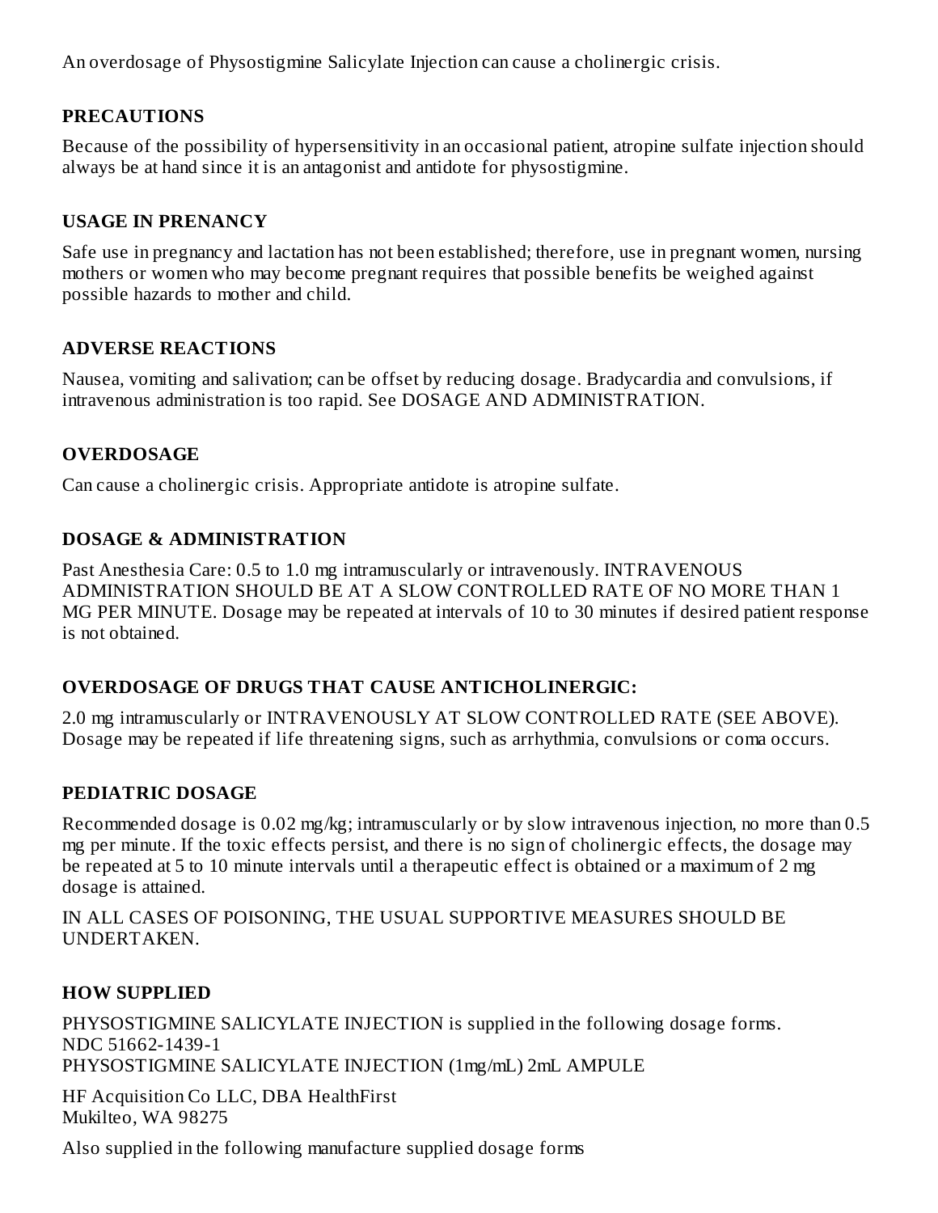An overdosage of Physostigmine Salicylate Injection can cause a cholinergic crisis.

## PRECAUTIONS

Because of the possibility of hypersensitivity in an occasional patient, atropine sulfate injection should always be at hand since it is an antagonist and antidote for physostigmine.

## USAGE IN PRENANCY

Safe use in pregnancy and lactation has not been established; therefore, use in pregnant women, nursing mothers or women who may become pregnant requires that possible benefits be weighed against possible hazards to mother and child.

## ADVERSE REACTIONS

Nausea, vomiting and salivation; can be offset by reducing dosage. Bradycardia and convulsions, if intravenous administration is too rapid. See DOSAGE AND ADMINISTRATION.

## OVERDOSAGE

Can cause a cholinergic crisis. Appropriate antidote is atropine sulfate.

## DOSAGE & ADMINISTRATION

Past Anesthesia Care: 0.5 to 1.0 mg intramuscularly or intravenously. INTRAVENOUS ADMINISTRATION SHOULD BE AT A SLOW CONTROLLED RATE OF NO MORE THAN 1 MG PER MINUTE. Dosage may be repeated at intervals of 10 to 30 minutes if desired patient response is not obtained.

## OVERDOSAGE OF DRUGS THAT CAUSE ANTICHOLINERGIC:

2.0 mg intramuscularly or INTRAVENOUSLY AT SLOW CONTROLLED RATE (SEE ABOVE). Dosage may be repeated if life threatening signs, such as arrhythmia, convulsions or coma occurs.

## PEDIATRIC DOSAGE

Recommended dosage is 0.02 mg/kg; intramuscularly or by slow intravenous injection, no more than 0.5 mg per minute. If the toxic effects persist, and there is no sign of cholinergic effects, the dosage may be repeated at 5 to 10 minute intervals until a therapeutic effect is obtained or a maximum of 2 mg dosage is attained.

IN ALL CASES OF POISONING, THE USUAL SUPPORTIVE MEASURES SHOULD BE UNDERTAKEN.

## HOW SUPPLIED

PHYSOSTIGMINE SALICYLATE INJECTION is supplied in the following dosage forms.
NDC 51662-1439-1
PHYSOSTIGMINE SALICYLATE INJECTION (1mg/mL) 2mL AMPULE

HF Acquisition Co LLC, DBA HealthFirst
Mukilteo, WA 98275

Also supplied in the following manufacture supplied dosage forms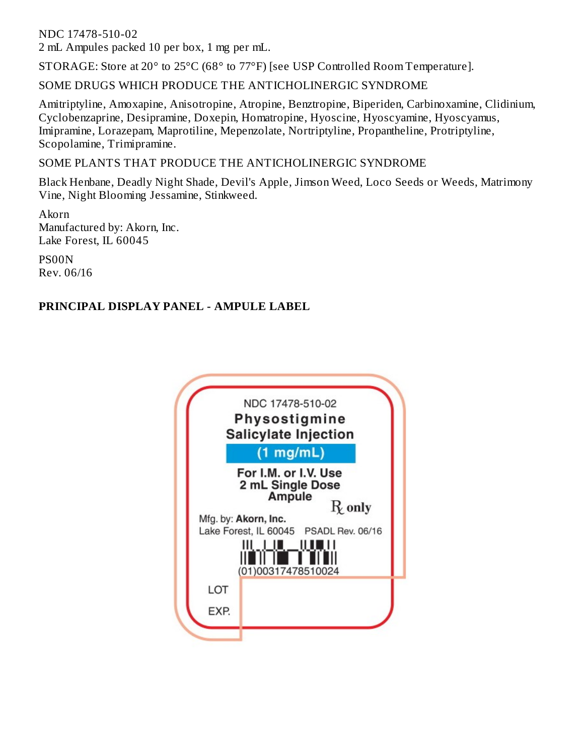NDC 17478-510-02
2 mL Ampules packed 10 per box, 1 mg per mL.

STORAGE: Store at 20° to 25°C (68° to 77°F) [see USP Controlled Room Temperature].

SOME DRUGS WHICH PRODUCE THE ANTICHOLINERGIC SYNDROME

Amitriptyline, Amoxapine, Anisotropine, Atropine, Benztropine, Biperiden, Carbinoxamine, Clidinium, Cyclobenzaprine, Desipramine, Doxepin, Homatropine, Hyoscine, Hyoscyamine, Hyoscyamus, Imipramine, Lorazepam, Maprotiline, Mepenzolate, Nortriptyline, Propantheline, Protriptyline, Scopolamine, Trimipramine.

SOME PLANTS THAT PRODUCE THE ANTICHOLINERGIC SYNDROME

Black Henbane, Deadly Night Shade, Devil's Apple, Jimson Weed, Loco Seeds or Weeds, Matrimony Vine, Night Blooming Jessamine, Stinkweed.

Akorn
Manufactured by: Akorn, Inc.
Lake Forest, IL 60045

PS00N
Rev. 06/16

**PRINCIPAL DISPLAY PANEL - AMPULE LABEL**

NDC 17478-510-02
**Physostigmine Salicylate Injection**
**(1 mg/mL)**
**For I.M. or I.V. Use**
**2 mL Single Dose Ampule**
℞ only
Mfg. by: **Akorn, Inc.**
Lake Forest, IL 60045 PSADL Rev. 06/16
(01)00317478510024
LOT
EXP.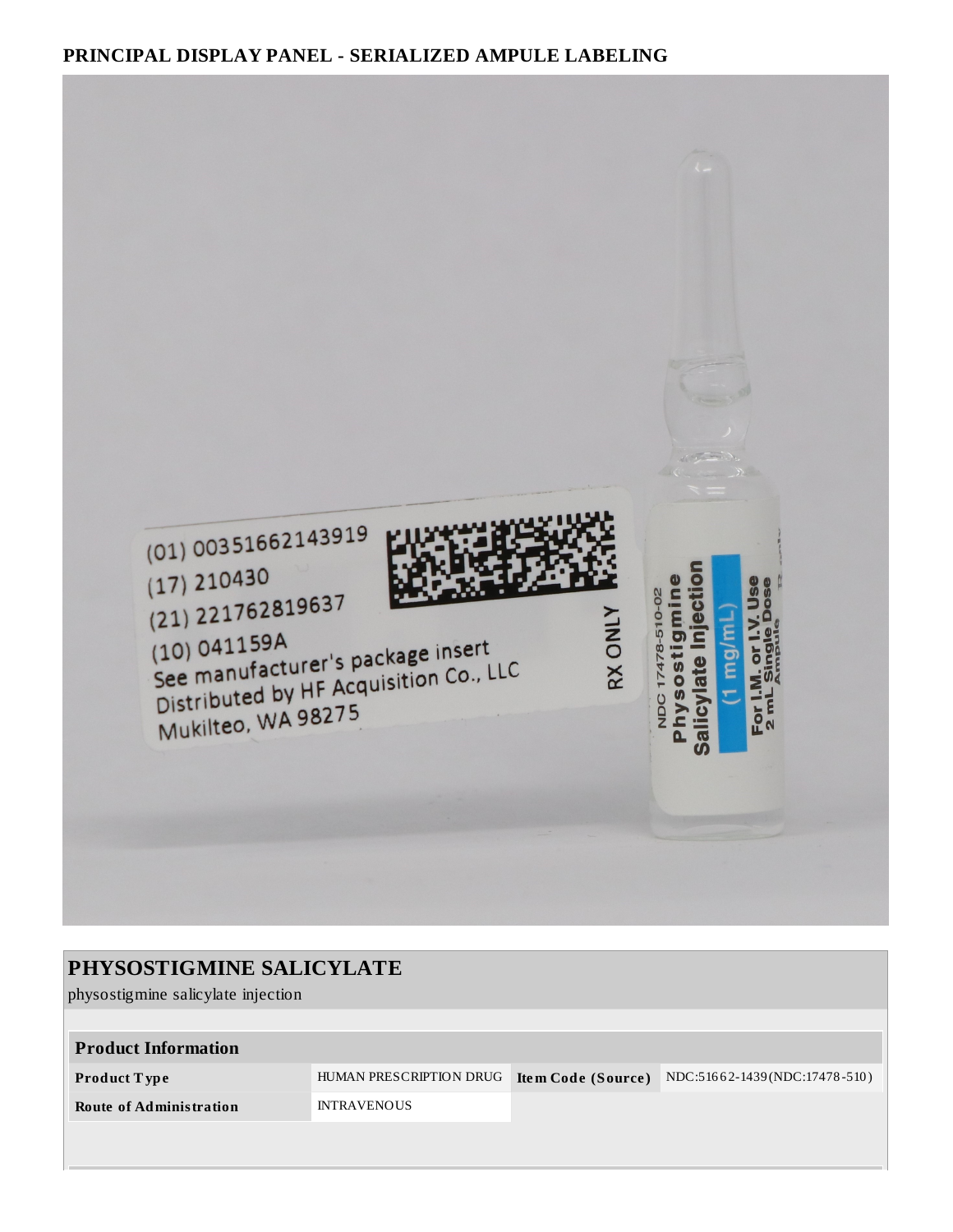## PRINCIPAL DISPLAY PANEL - SERIALIZED AMPULE LABELING

(01) 00351662143919
(17) 210430
(21) 221762819637
(10) 041159A
See manufacturer's package insert
Distributed by HF Acquisition Co., LLC
Mukilteo, WA 98275

RX ONLY

NDC 17478-510-02
Physostigmine Salicylate Injection
(1 mg/mL)
For I.M. or I.V. Use
2 mL Single Dose Ampule

## PHYSOSTIGMINE SALICYLATE

physostigmine salicylate injection

| Product Information | | | |
|---|---|---|---|
| **Product Type** | HUMAN PRESCRIPTION DRUG | **Item Code (Source)** | NDC:51662-1439(NDC:17478-510) |
| **Route of Administration** | INTRAVENOUS | | |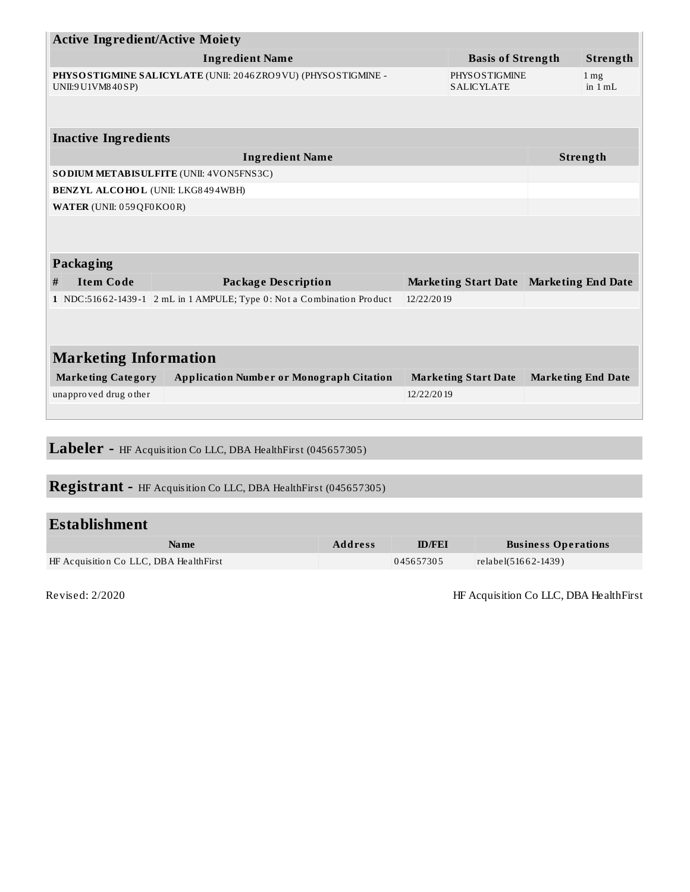| Active Ingredient/Active Moiety | | |
|---|---|---|
| **Ingredient Name** | **Basis of Strength** | **Strength** |
| **PHYSOSTIGMINE SALICYLATE** (UNII: 2046ZRO9VU) (PHYSOSTIGMINE - UNII:9U1VM840SP) | PHYSOSTIGMINE SALICYLATE | 1 mg in 1 mL |

| Inactive Ingredients | |
|---|---|
| **Ingredient Name** | **Strength** |
| **SODIUM METABISULFITE** (UNII: 4VON5FNS3C) | |
| **BENZYL ALCOHOL** (UNII: LKG8494WBH) | |
| **WATER** (UNII: 059QF0KO0R) | |

| Packaging | | | | |
|---|---|---|---|---|
| **#** | **Item Code** | **Package Description** | **Marketing Start Date** | **Marketing End Date** |
| 1 | NDC:51662-1439-1 | 2 mL in 1 AMPULE; Type 0: Not a Combination Product | 12/22/2019 | |

## Marketing Information

| Marketing Category | Application Number or Monograph Citation | Marketing Start Date | Marketing End Date |
|---|---|---|---|
| unapproved drug other | | 12/22/2019 | |

## Labeler - HF Acquisition Co LLC, DBA HealthFirst (045657305)

## Registrant - HF Acquisition Co LLC, DBA HealthFirst (045657305)

## Establishment

| Name | Address | ID/FEI | Business Operations |
|---|---|---|---|
| HF Acquisition Co LLC, DBA HealthFirst | | 045657305 | relabel(51662-1439) |

Revised: 2/2020 HF Acquisition Co LLC, DBA HealthFirst